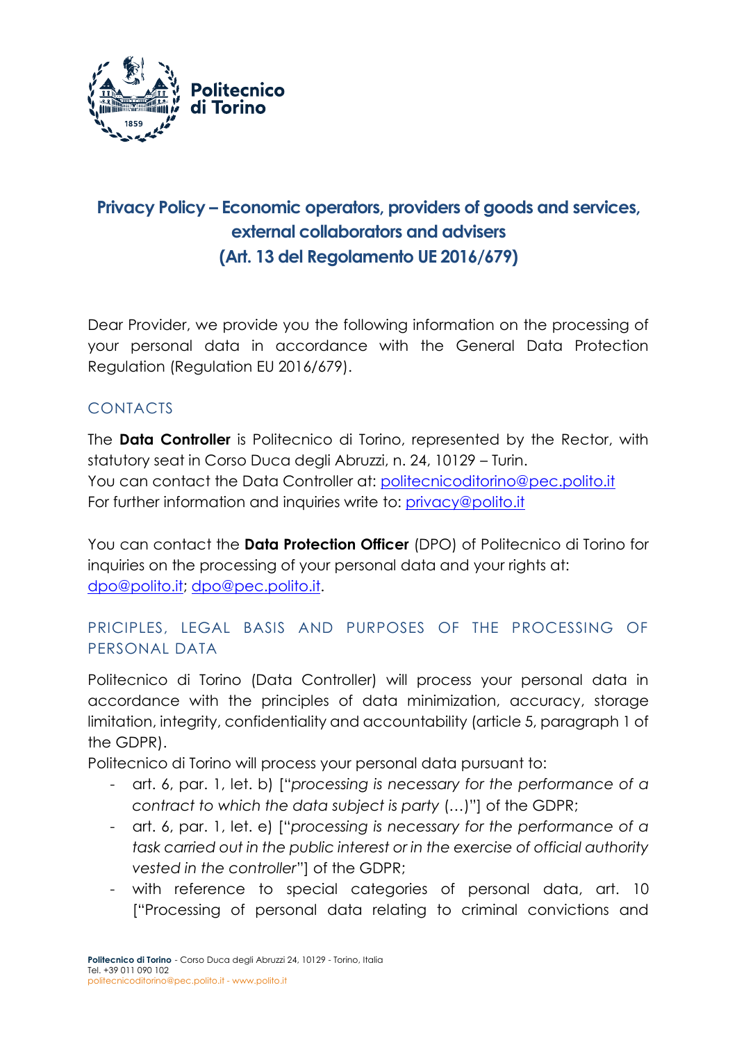# Privacy Policy – Economic operators, providers of goods and services, external collaborators and advisers (Art. 13 del Regolamento UE 2016/679)

Dear Provider, we provide you the following information on the processing of your personal data in accordance with the General Data Protection Regulation (Regulation EU 2016/679).

## CONTACTS

The **Data Controller** is Politecnico di Torino, represented by the Rector, with statutory seat in Corso Duca degli Abruzzi, n. 24, 10129 – Turin.
You can contact the Data Controller at: politecnicoditorino@pec.polito.it
For further information and inquiries write to: privacy@polito.it

You can contact the **Data Protection Officer** (DPO) of Politecnico di Torino for inquiries on the processing of your personal data and your rights at: dpo@polito.it; dpo@pec.polito.it.

## PRICIPLES, LEGAL BASIS AND PURPOSES OF THE PROCESSING OF PERSONAL DATA

Politecnico di Torino (Data Controller) will process your personal data in accordance with the principles of data minimization, accuracy, storage limitation, integrity, confidentiality and accountability (article 5, paragraph 1 of the GDPR).
Politecnico di Torino will process your personal data pursuant to:

- art. 6, par. 1, let. b) ["*processing is necessary for the performance of a contract to which the data subject is party* (…)"] of the GDPR;
- art. 6, par. 1, let. e) ["*processing is necessary for the performance of a task carried out in the public interest or in the exercise of official authority vested in the controller*"] of the GDPR;
- with reference to special categories of personal data, art. 10 ["Processing of personal data relating to criminal convictions and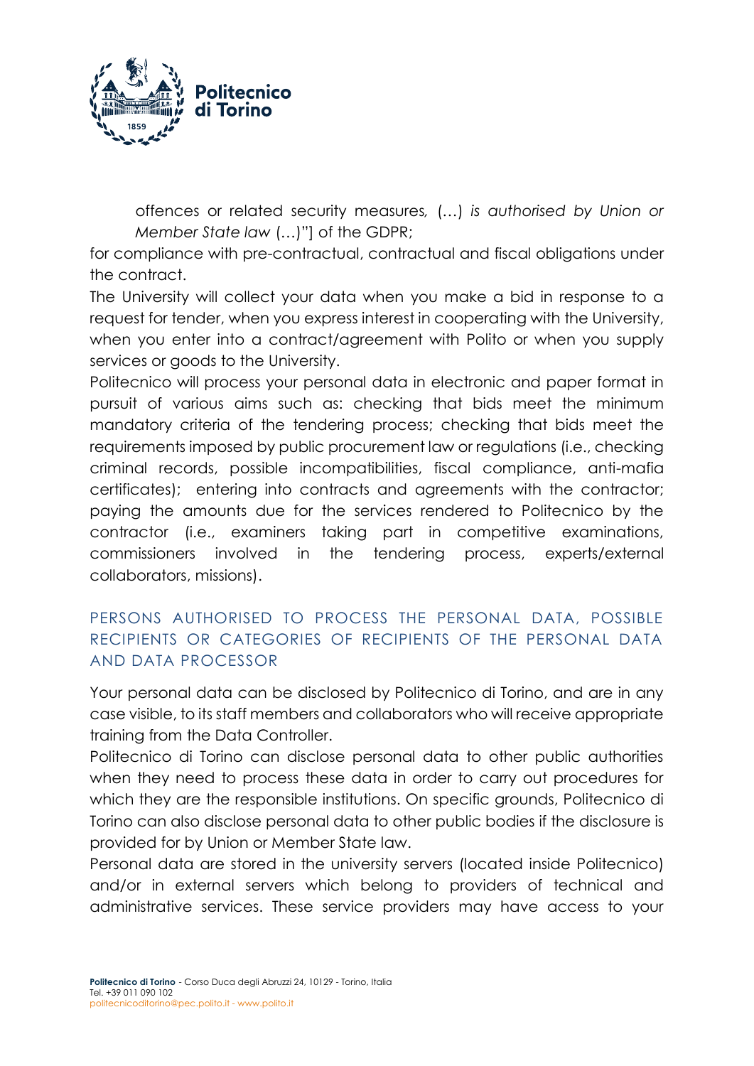offences or related security measures, (…) *is authorised by Union or Member State law* (…)"] of the GDPR;

for compliance with pre-contractual, contractual and fiscal obligations under the contract.

The University will collect your data when you make a bid in response to a request for tender, when you express interest in cooperating with the University, when you enter into a contract/agreement with Polito or when you supply services or goods to the University.

Politecnico will process your personal data in electronic and paper format in pursuit of various aims such as: checking that bids meet the minimum mandatory criteria of the tendering process; checking that bids meet the requirements imposed by public procurement law or regulations (i.e., checking criminal records, possible incompatibilities, fiscal compliance, anti-mafia certificates); entering into contracts and agreements with the contractor; paying the amounts due for the services rendered to Politecnico by the contractor (i.e., examiners taking part in competitive examinations, commissioners involved in the tendering process, experts/external collaborators, missions).

## PERSONS AUTHORISED TO PROCESS THE PERSONAL DATA, POSSIBLE RECIPIENTS OR CATEGORIES OF RECIPIENTS OF THE PERSONAL DATA AND DATA PROCESSOR

Your personal data can be disclosed by Politecnico di Torino, and are in any case visible, to its staff members and collaborators who will receive appropriate training from the Data Controller.

Politecnico di Torino can disclose personal data to other public authorities when they need to process these data in order to carry out procedures for which they are the responsible institutions. On specific grounds, Politecnico di Torino can also disclose personal data to other public bodies if the disclosure is provided for by Union or Member State law.

Personal data are stored in the university servers (located inside Politecnico) and/or in external servers which belong to providers of technical and administrative services. These service providers may have access to your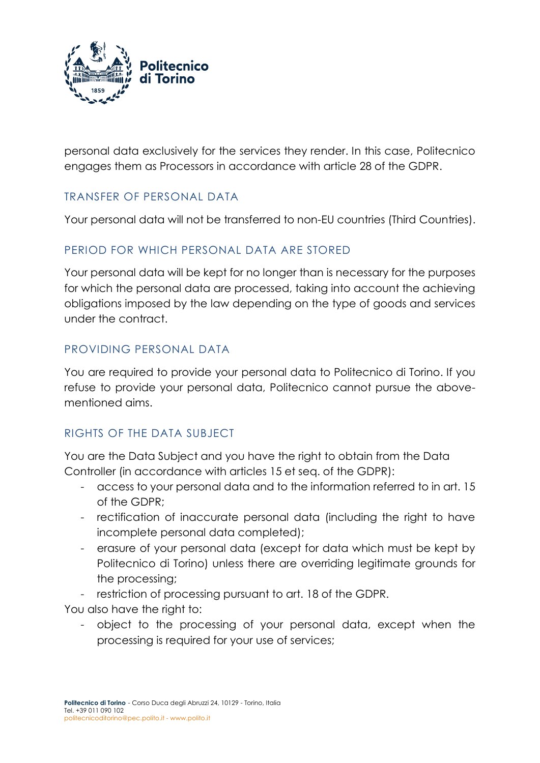personal data exclusively for the services they render. In this case, Politecnico engages them as Processors in accordance with article 28 of the GDPR.

## TRANSFER OF PERSONAL DATA

Your personal data will not be transferred to non-EU countries (Third Countries).

## PERIOD FOR WHICH PERSONAL DATA ARE STORED

Your personal data will be kept for no longer than is necessary for the purposes for which the personal data are processed, taking into account the achieving obligations imposed by the law depending on the type of goods and services under the contract.

## PROVIDING PERSONAL DATA

You are required to provide your personal data to Politecnico di Torino. If you refuse to provide your personal data, Politecnico cannot pursue the above-mentioned aims.

## RIGHTS OF THE DATA SUBJECT

You are the Data Subject and you have the right to obtain from the Data Controller (in accordance with articles 15 et seq. of the GDPR):

- access to your personal data and to the information referred to in art. 15 of the GDPR;
- rectification of inaccurate personal data (including the right to have incomplete personal data completed);
- erasure of your personal data (except for data which must be kept by Politecnico di Torino) unless there are overriding legitimate grounds for the processing;
- restriction of processing pursuant to art. 18 of the GDPR.

You also have the right to:

- object to the processing of your personal data, except when the processing is required for your use of services;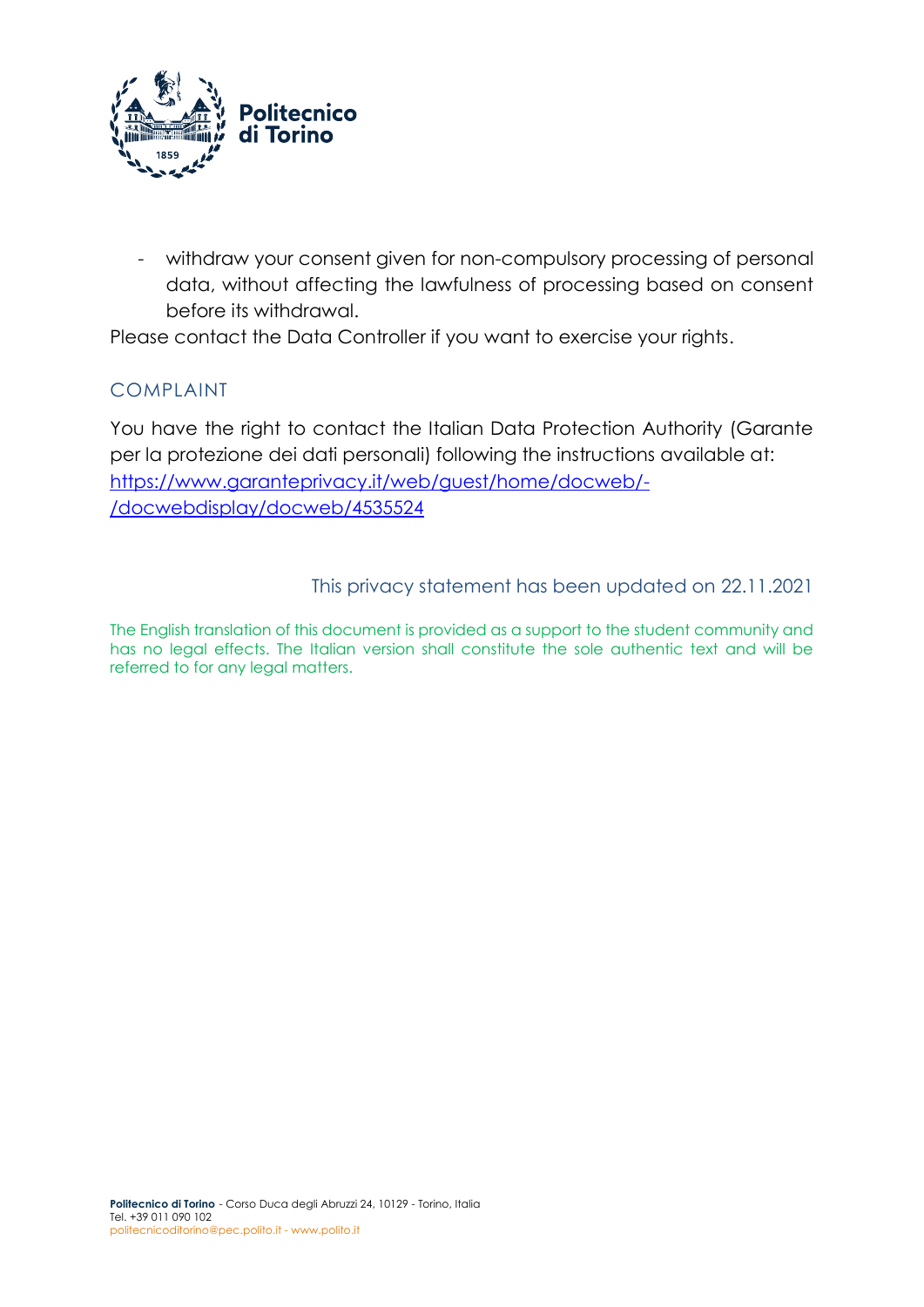- withdraw your consent given for non-compulsory processing of personal data, without affecting the lawfulness of processing based on consent before its withdrawal.

Please contact the Data Controller if you want to exercise your rights.

## COMPLAINT

You have the right to contact the Italian Data Protection Authority (Garante per la protezione dei dati personali) following the instructions available at: https://www.garanteprivacy.it/web/guest/home/docweb/-/docwebdisplay/docweb/4535524

This privacy statement has been updated on 22.11.2021

The English translation of this document is provided as a support to the student community and has no legal effects. The Italian version shall constitute the sole authentic text and will be referred to for any legal matters.